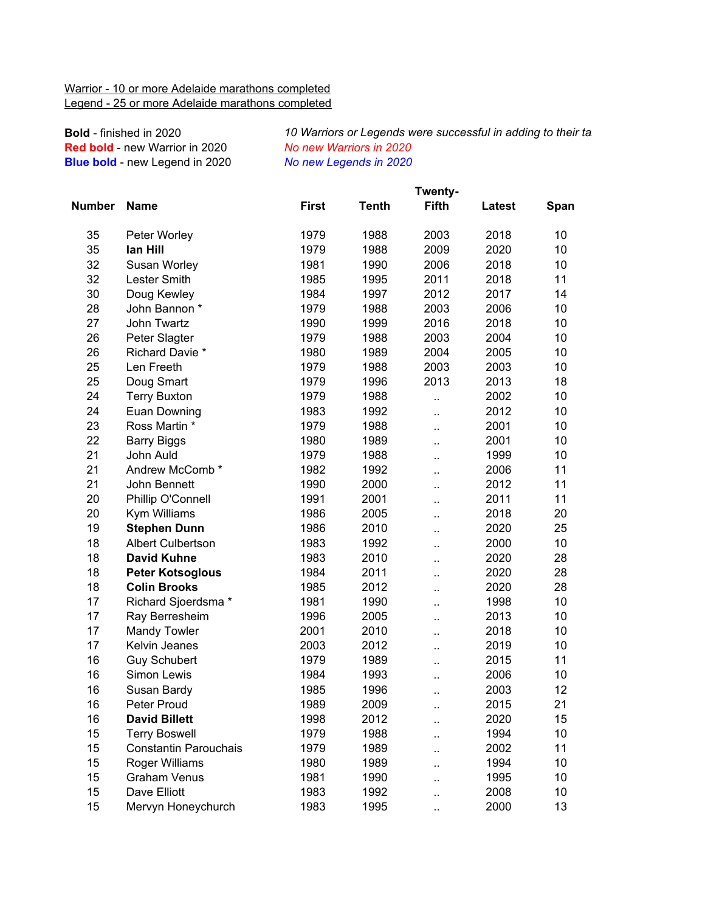Warrior - 10 or more Adelaide marathons completed
Legend - 25 or more Adelaide marathons completed

**Bold** - finished in 2020
**Red bold** - new Warrior in 2020
**Blue bold** - new Legend in 2020

*10 Warriors or Legends were successful in adding to their ta*
*No new Warriors in 2020*
*No new Legends in 2020*

| Number | Name | First | Tenth | Twenty-Fifth | Latest | Span |
|---|---|---|---|---|---|---|
| 35 | Peter Worley | 1979 | 1988 | 2003 | 2018 | 10 |
| 35 | **Ian Hill** | 1979 | 1988 | 2009 | 2020 | 10 |
| 32 | Susan Worley | 1981 | 1990 | 2006 | 2018 | 10 |
| 32 | Lester Smith | 1985 | 1995 | 2011 | 2018 | 11 |
| 30 | Doug Kewley | 1984 | 1997 | 2012 | 2017 | 14 |
| 28 | John Bannon * | 1979 | 1988 | 2003 | 2006 | 10 |
| 27 | John Twartz | 1990 | 1999 | 2016 | 2018 | 10 |
| 26 | Peter Slagter | 1979 | 1988 | 2003 | 2004 | 10 |
| 26 | Richard Davie * | 1980 | 1989 | 2004 | 2005 | 10 |
| 25 | Len Freeth | 1979 | 1988 | 2003 | 2003 | 10 |
| 25 | Doug Smart | 1979 | 1996 | 2013 | 2013 | 18 |
| 24 | Terry Buxton | 1979 | 1988 | .. | 2002 | 10 |
| 24 | Euan Downing | 1983 | 1992 | .. | 2012 | 10 |
| 23 | Ross Martin * | 1979 | 1988 | .. | 2001 | 10 |
| 22 | Barry Biggs | 1980 | 1989 | .. | 2001 | 10 |
| 21 | John Auld | 1979 | 1988 | .. | 1999 | 10 |
| 21 | Andrew McComb * | 1982 | 1992 | .. | 2006 | 11 |
| 21 | John Bennett | 1990 | 2000 | .. | 2012 | 11 |
| 20 | Phillip O'Connell | 1991 | 2001 | .. | 2011 | 11 |
| 20 | Kym Williams | 1986 | 2005 | .. | 2018 | 20 |
| 19 | **Stephen Dunn** | 1986 | 2010 | .. | 2020 | 25 |
| 18 | Albert Culbertson | 1983 | 1992 | .. | 2000 | 10 |
| 18 | **David Kuhne** | 1983 | 2010 | .. | 2020 | 28 |
| 18 | **Peter Kotsoglous** | 1984 | 2011 | .. | 2020 | 28 |
| 18 | **Colin Brooks** | 1985 | 2012 | .. | 2020 | 28 |
| 17 | Richard Sjoerdsma * | 1981 | 1990 | .. | 1998 | 10 |
| 17 | Ray Berresheim | 1996 | 2005 | .. | 2013 | 10 |
| 17 | Mandy Towler | 2001 | 2010 | .. | 2018 | 10 |
| 17 | Kelvin Jeanes | 2003 | 2012 | .. | 2019 | 10 |
| 16 | Guy Schubert | 1979 | 1989 | .. | 2015 | 11 |
| 16 | Simon Lewis | 1984 | 1993 | .. | 2006 | 10 |
| 16 | Susan Bardy | 1985 | 1996 | .. | 2003 | 12 |
| 16 | Peter Proud | 1989 | 2009 | .. | 2015 | 21 |
| 16 | **David Billett** | 1998 | 2012 | .. | 2020 | 15 |
| 15 | Terry Boswell | 1979 | 1988 | .. | 1994 | 10 |
| 15 | Constantin Parouchais | 1979 | 1989 | .. | 2002 | 11 |
| 15 | Roger Williams | 1980 | 1989 | .. | 1994 | 10 |
| 15 | Graham Venus | 1981 | 1990 | .. | 1995 | 10 |
| 15 | Dave Elliott | 1983 | 1992 | .. | 2008 | 10 |
| 15 | Mervyn Honeychurch | 1983 | 1995 | .. | 2000 | 13 |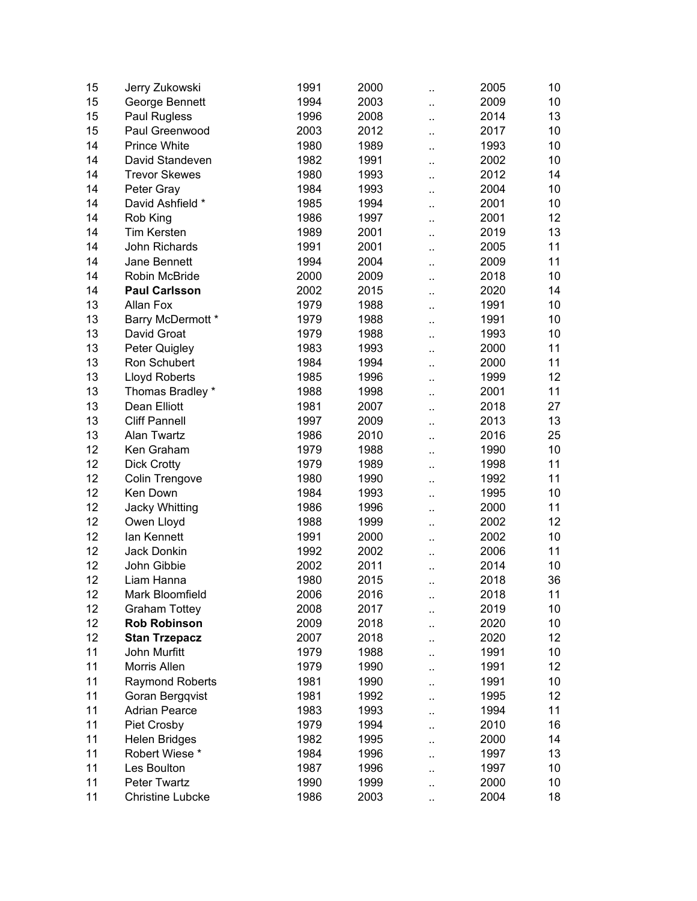| | | | | | | |
|---|---|---|---|---|---|---|
| 15 | Jerry Zukowski | 1991 | 2000 | .. | 2005 | 10 |
| 15 | George Bennett | 1994 | 2003 | .. | 2009 | 10 |
| 15 | Paul Rugless | 1996 | 2008 | .. | 2014 | 13 |
| 15 | Paul Greenwood | 2003 | 2012 | .. | 2017 | 10 |
| 14 | Prince White | 1980 | 1989 | .. | 1993 | 10 |
| 14 | David Standeven | 1982 | 1991 | .. | 2002 | 10 |
| 14 | Trevor Skewes | 1980 | 1993 | .. | 2012 | 14 |
| 14 | Peter Gray | 1984 | 1993 | .. | 2004 | 10 |
| 14 | David Ashfield * | 1985 | 1994 | .. | 2001 | 10 |
| 14 | Rob King | 1986 | 1997 | .. | 2001 | 12 |
| 14 | Tim Kersten | 1989 | 2001 | .. | 2019 | 13 |
| 14 | John Richards | 1991 | 2001 | .. | 2005 | 11 |
| 14 | Jane Bennett | 1994 | 2004 | .. | 2009 | 11 |
| 14 | Robin McBride | 2000 | 2009 | .. | 2018 | 10 |
| 14 | **Paul Carlsson** | 2002 | 2015 | .. | 2020 | 14 |
| 13 | Allan Fox | 1979 | 1988 | .. | 1991 | 10 |
| 13 | Barry McDermott * | 1979 | 1988 | .. | 1991 | 10 |
| 13 | David Groat | 1979 | 1988 | .. | 1993 | 10 |
| 13 | Peter Quigley | 1983 | 1993 | .. | 2000 | 11 |
| 13 | Ron Schubert | 1984 | 1994 | .. | 2000 | 11 |
| 13 | Lloyd Roberts | 1985 | 1996 | .. | 1999 | 12 |
| 13 | Thomas Bradley * | 1988 | 1998 | .. | 2001 | 11 |
| 13 | Dean Elliott | 1981 | 2007 | .. | 2018 | 27 |
| 13 | Cliff Pannell | 1997 | 2009 | .. | 2013 | 13 |
| 13 | Alan Twartz | 1986 | 2010 | .. | 2016 | 25 |
| 12 | Ken Graham | 1979 | 1988 | .. | 1990 | 10 |
| 12 | Dick Crotty | 1979 | 1989 | .. | 1998 | 11 |
| 12 | Colin Trengove | 1980 | 1990 | .. | 1992 | 11 |
| 12 | Ken Down | 1984 | 1993 | .. | 1995 | 10 |
| 12 | Jacky Whitting | 1986 | 1996 | .. | 2000 | 11 |
| 12 | Owen Lloyd | 1988 | 1999 | .. | 2002 | 12 |
| 12 | Ian Kennett | 1991 | 2000 | .. | 2002 | 10 |
| 12 | Jack Donkin | 1992 | 2002 | .. | 2006 | 11 |
| 12 | John Gibbie | 2002 | 2011 | .. | 2014 | 10 |
| 12 | Liam Hanna | 1980 | 2015 | .. | 2018 | 36 |
| 12 | Mark Bloomfield | 2006 | 2016 | .. | 2018 | 11 |
| 12 | Graham Tottey | 2008 | 2017 | .. | 2019 | 10 |
| 12 | **Rob Robinson** | 2009 | 2018 | .. | 2020 | 10 |
| 12 | **Stan Trzepacz** | 2007 | 2018 | .. | 2020 | 12 |
| 11 | John Murfitt | 1979 | 1988 | .. | 1991 | 10 |
| 11 | Morris Allen | 1979 | 1990 | .. | 1991 | 12 |
| 11 | Raymond Roberts | 1981 | 1990 | .. | 1991 | 10 |
| 11 | Goran Bergqvist | 1981 | 1992 | .. | 1995 | 12 |
| 11 | Adrian Pearce | 1983 | 1993 | .. | 1994 | 11 |
| 11 | Piet Crosby | 1979 | 1994 | .. | 2010 | 16 |
| 11 | Helen Bridges | 1982 | 1995 | .. | 2000 | 14 |
| 11 | Robert Wiese * | 1984 | 1996 | .. | 1997 | 13 |
| 11 | Les Boulton | 1987 | 1996 | .. | 1997 | 10 |
| 11 | Peter Twartz | 1990 | 1999 | .. | 2000 | 10 |
| 11 | Christine Lubcke | 1986 | 2003 | .. | 2004 | 18 |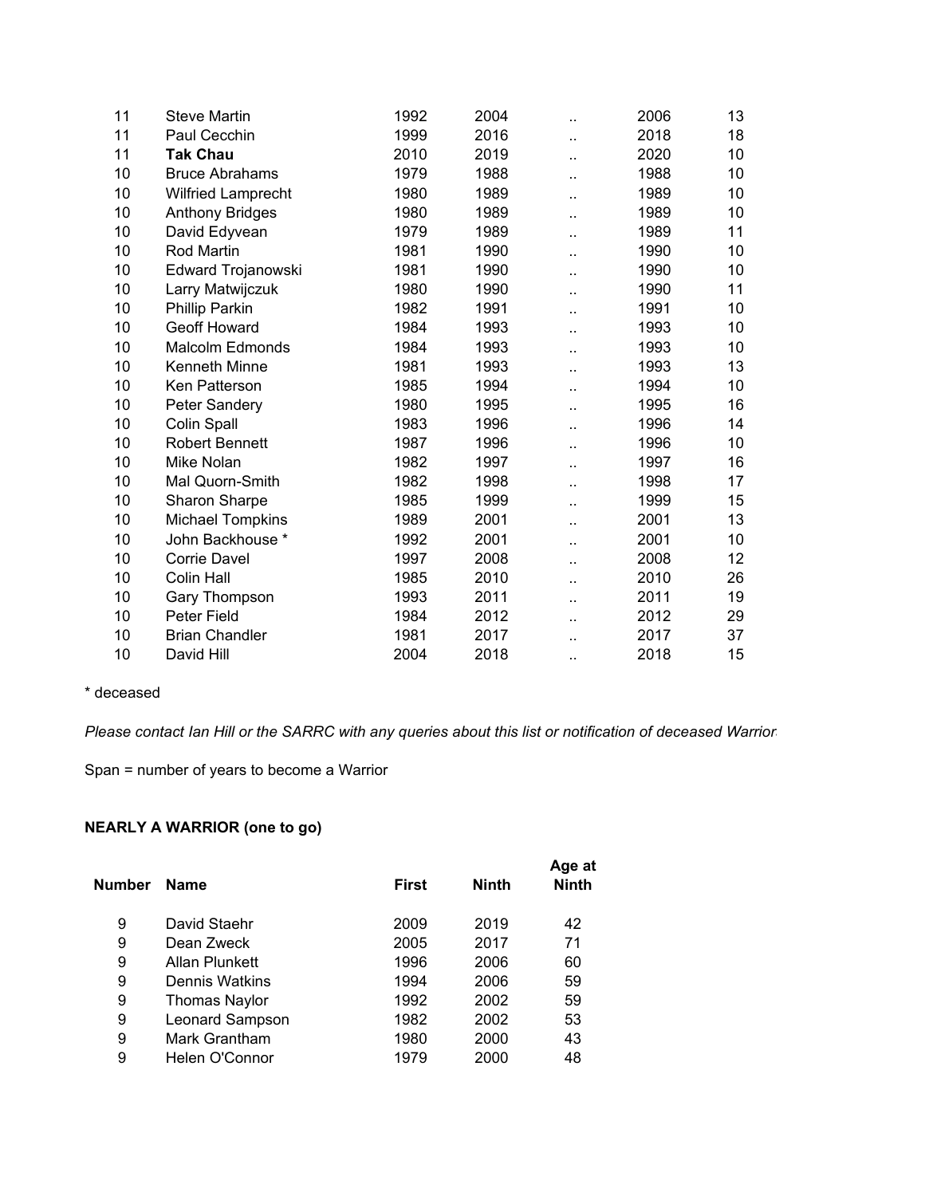| | | | | | | |
|---|---|---|---|---|---|---|
| 11 | Steve Martin | 1992 | 2004 | .. | 2006 | 13 |
| 11 | Paul Cecchin | 1999 | 2016 | .. | 2018 | 18 |
| 11 | **Tak Chau** | 2010 | 2019 | .. | 2020 | 10 |
| 10 | Bruce Abrahams | 1979 | 1988 | .. | 1988 | 10 |
| 10 | Wilfried Lamprecht | 1980 | 1989 | .. | 1989 | 10 |
| 10 | Anthony Bridges | 1980 | 1989 | .. | 1989 | 10 |
| 10 | David Edyvean | 1979 | 1989 | .. | 1989 | 11 |
| 10 | Rod Martin | 1981 | 1990 | .. | 1990 | 10 |
| 10 | Edward Trojanowski | 1981 | 1990 | .. | 1990 | 10 |
| 10 | Larry Matwijczuk | 1980 | 1990 | .. | 1990 | 11 |
| 10 | Phillip Parkin | 1982 | 1991 | .. | 1991 | 10 |
| 10 | Geoff Howard | 1984 | 1993 | .. | 1993 | 10 |
| 10 | Malcolm Edmonds | 1984 | 1993 | .. | 1993 | 10 |
| 10 | Kenneth Minne | 1981 | 1993 | .. | 1993 | 13 |
| 10 | Ken Patterson | 1985 | 1994 | .. | 1994 | 10 |
| 10 | Peter Sandery | 1980 | 1995 | .. | 1995 | 16 |
| 10 | Colin Spall | 1983 | 1996 | .. | 1996 | 14 |
| 10 | Robert Bennett | 1987 | 1996 | .. | 1996 | 10 |
| 10 | Mike Nolan | 1982 | 1997 | .. | 1997 | 16 |
| 10 | Mal Quorn-Smith | 1982 | 1998 | .. | 1998 | 17 |
| 10 | Sharon Sharpe | 1985 | 1999 | .. | 1999 | 15 |
| 10 | Michael Tompkins | 1989 | 2001 | .. | 2001 | 13 |
| 10 | John Backhouse * | 1992 | 2001 | .. | 2001 | 10 |
| 10 | Corrie Davel | 1997 | 2008 | .. | 2008 | 12 |
| 10 | Colin Hall | 1985 | 2010 | .. | 2010 | 26 |
| 10 | Gary Thompson | 1993 | 2011 | .. | 2011 | 19 |
| 10 | Peter Field | 1984 | 2012 | .. | 2012 | 29 |
| 10 | Brian Chandler | 1981 | 2017 | .. | 2017 | 37 |
| 10 | David Hill | 2004 | 2018 | .. | 2018 | 15 |

* deceased

*Please contact Ian Hill or the SARRC with any queries about this list or notification of deceased Warrior*

Span = number of years to become a Warrior

**NEARLY A WARRIOR (one to go)**

| **Number** | **Name** | **First** | **Ninth** | **Age at Ninth** |
|---|---|---|---|---|
| 9 | David Staehr | 2009 | 2019 | 42 |
| 9 | Dean Zweck | 2005 | 2017 | 71 |
| 9 | Allan Plunkett | 1996 | 2006 | 60 |
| 9 | Dennis Watkins | 1994 | 2006 | 59 |
| 9 | Thomas Naylor | 1992 | 2002 | 59 |
| 9 | Leonard Sampson | 1982 | 2002 | 53 |
| 9 | Mark Grantham | 1980 | 2000 | 43 |
| 9 | Helen O'Connor | 1979 | 2000 | 48 |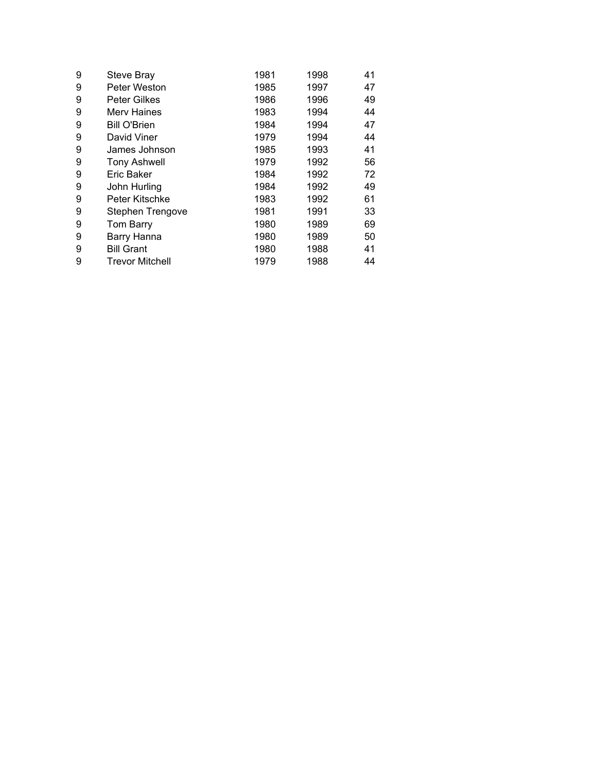| | | | | |
|---|---|---|---|---|
| 9 | Steve Bray | 1981 | 1998 | 41 |
| 9 | Peter Weston | 1985 | 1997 | 47 |
| 9 | Peter Gilkes | 1986 | 1996 | 49 |
| 9 | Merv Haines | 1983 | 1994 | 44 |
| 9 | Bill O'Brien | 1984 | 1994 | 47 |
| 9 | David Viner | 1979 | 1994 | 44 |
| 9 | James Johnson | 1985 | 1993 | 41 |
| 9 | Tony Ashwell | 1979 | 1992 | 56 |
| 9 | Eric Baker | 1984 | 1992 | 72 |
| 9 | John Hurling | 1984 | 1992 | 49 |
| 9 | Peter Kitschke | 1983 | 1992 | 61 |
| 9 | Stephen Trengove | 1981 | 1991 | 33 |
| 9 | Tom Barry | 1980 | 1989 | 69 |
| 9 | Barry Hanna | 1980 | 1989 | 50 |
| 9 | Bill Grant | 1980 | 1988 | 41 |
| 9 | Trevor Mitchell | 1979 | 1988 | 44 |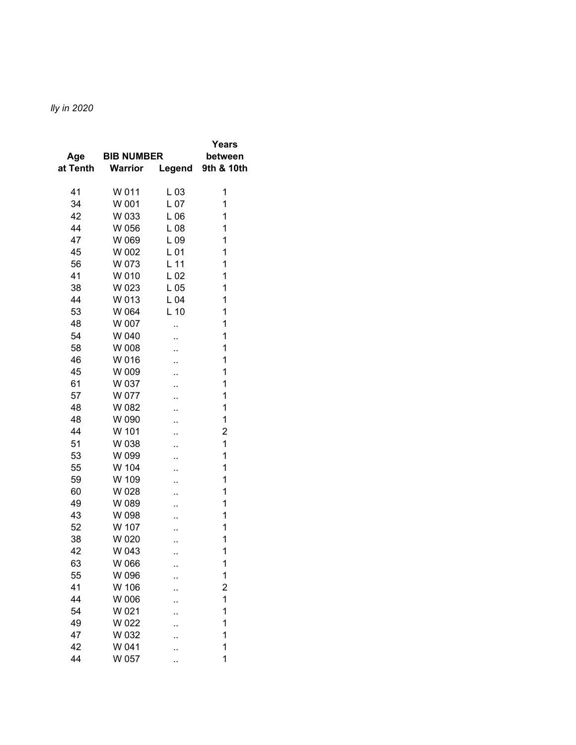*lly in 2020*

| Age at Tenth | BIB NUMBER Warrior | Legend | Years between 9th & 10th |
|---|---|---|---|
| 41 | W 011 | L 03 | 1 |
| 34 | W 001 | L 07 | 1 |
| 42 | W 033 | L 06 | 1 |
| 44 | W 056 | L 08 | 1 |
| 47 | W 069 | L 09 | 1 |
| 45 | W 002 | L 01 | 1 |
| 56 | W 073 | L 11 | 1 |
| 41 | W 010 | L 02 | 1 |
| 38 | W 023 | L 05 | 1 |
| 44 | W 013 | L 04 | 1 |
| 53 | W 064 | L 10 | 1 |
| 48 | W 007 | .. | 1 |
| 54 | W 040 | .. | 1 |
| 58 | W 008 | .. | 1 |
| 46 | W 016 | .. | 1 |
| 45 | W 009 | .. | 1 |
| 61 | W 037 | .. | 1 |
| 57 | W 077 | .. | 1 |
| 48 | W 082 | .. | 1 |
| 48 | W 090 | .. | 1 |
| 44 | W 101 | .. | 2 |
| 51 | W 038 | .. | 1 |
| 53 | W 099 | .. | 1 |
| 55 | W 104 | .. | 1 |
| 59 | W 109 | .. | 1 |
| 60 | W 028 | .. | 1 |
| 49 | W 089 | .. | 1 |
| 43 | W 098 | .. | 1 |
| 52 | W 107 | .. | 1 |
| 38 | W 020 | .. | 1 |
| 42 | W 043 | .. | 1 |
| 63 | W 066 | .. | 1 |
| 55 | W 096 | .. | 1 |
| 41 | W 106 | .. | 2 |
| 44 | W 006 | .. | 1 |
| 54 | W 021 | .. | 1 |
| 49 | W 022 | .. | 1 |
| 47 | W 032 | .. | 1 |
| 42 | W 041 | .. | 1 |
| 44 | W 057 | .. | 1 |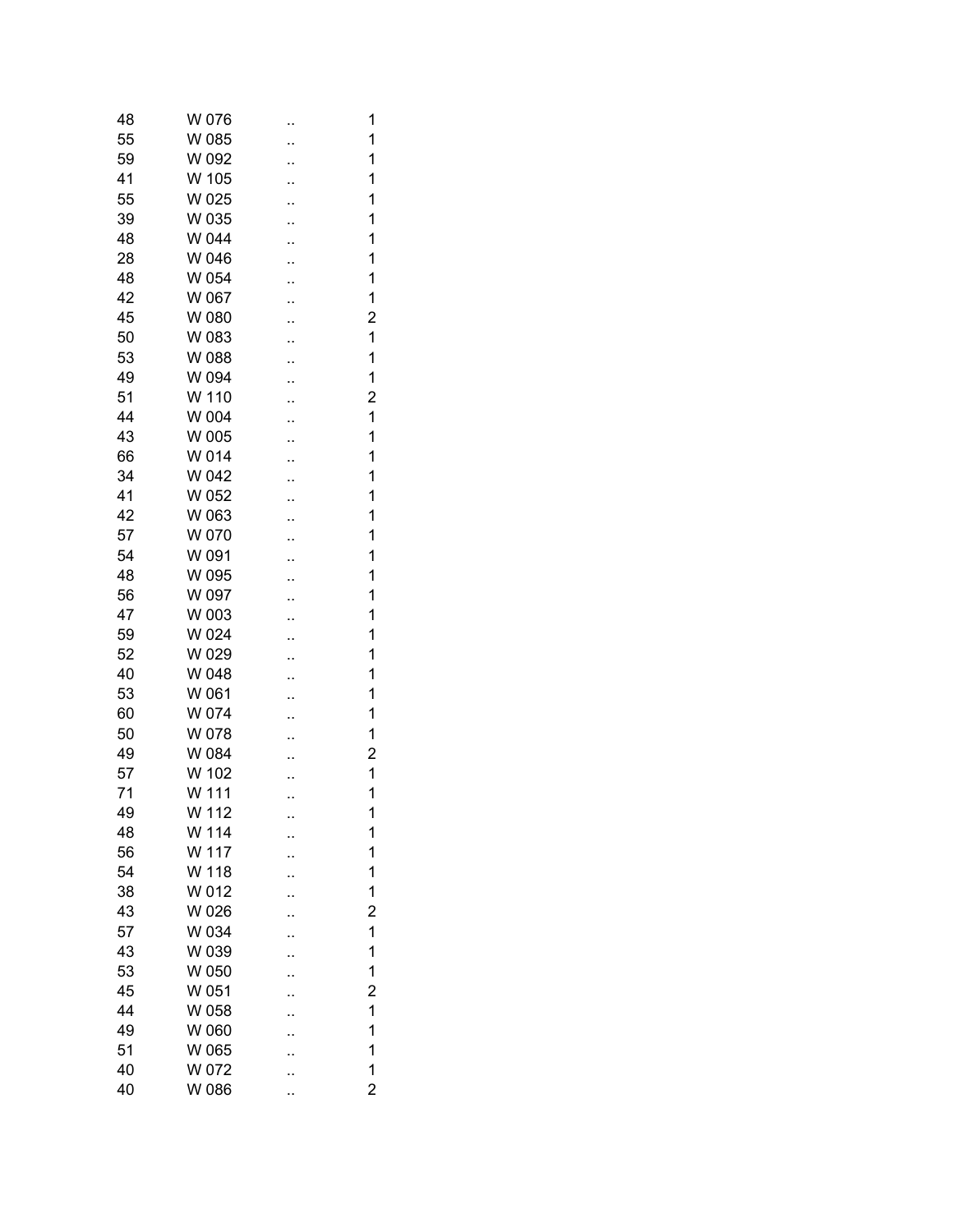| | | | |
|---|---|---|---|
| 48 | W 076 | .. | 1 |
| 55 | W 085 | .. | 1 |
| 59 | W 092 | .. | 1 |
| 41 | W 105 | .. | 1 |
| 55 | W 025 | .. | 1 |
| 39 | W 035 | .. | 1 |
| 48 | W 044 | .. | 1 |
| 28 | W 046 | .. | 1 |
| 48 | W 054 | .. | 1 |
| 42 | W 067 | .. | 1 |
| 45 | W 080 | .. | 2 |
| 50 | W 083 | .. | 1 |
| 53 | W 088 | .. | 1 |
| 49 | W 094 | .. | 1 |
| 51 | W 110 | .. | 2 |
| 44 | W 004 | .. | 1 |
| 43 | W 005 | .. | 1 |
| 66 | W 014 | .. | 1 |
| 34 | W 042 | .. | 1 |
| 41 | W 052 | .. | 1 |
| 42 | W 063 | .. | 1 |
| 57 | W 070 | .. | 1 |
| 54 | W 091 | .. | 1 |
| 48 | W 095 | .. | 1 |
| 56 | W 097 | .. | 1 |
| 47 | W 003 | .. | 1 |
| 59 | W 024 | .. | 1 |
| 52 | W 029 | .. | 1 |
| 40 | W 048 | .. | 1 |
| 53 | W 061 | .. | 1 |
| 60 | W 074 | .. | 1 |
| 50 | W 078 | .. | 1 |
| 49 | W 084 | .. | 2 |
| 57 | W 102 | .. | 1 |
| 71 | W 111 | .. | 1 |
| 49 | W 112 | .. | 1 |
| 48 | W 114 | .. | 1 |
| 56 | W 117 | .. | 1 |
| 54 | W 118 | .. | 1 |
| 38 | W 012 | .. | 1 |
| 43 | W 026 | .. | 2 |
| 57 | W 034 | .. | 1 |
| 43 | W 039 | .. | 1 |
| 53 | W 050 | .. | 1 |
| 45 | W 051 | .. | 2 |
| 44 | W 058 | .. | 1 |
| 49 | W 060 | .. | 1 |
| 51 | W 065 | .. | 1 |
| 40 | W 072 | .. | 1 |
| 40 | W 086 | .. | 2 |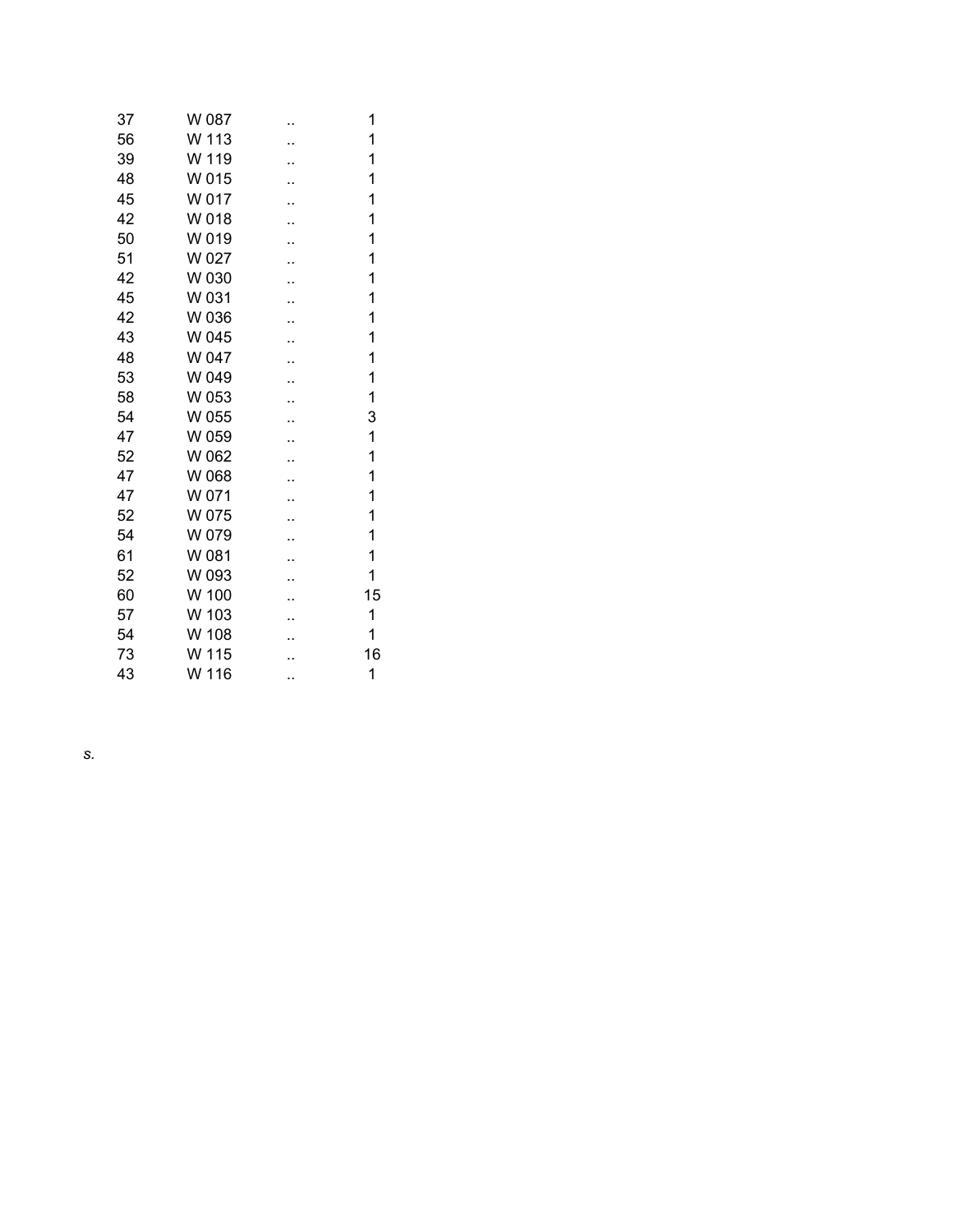| | | | |
|---|---|---|---|
| 37 | W 087 | .. | 1 |
| 56 | W 113 | .. | 1 |
| 39 | W 119 | .. | 1 |
| 48 | W 015 | .. | 1 |
| 45 | W 017 | .. | 1 |
| 42 | W 018 | .. | 1 |
| 50 | W 019 | .. | 1 |
| 51 | W 027 | .. | 1 |
| 42 | W 030 | .. | 1 |
| 45 | W 031 | .. | 1 |
| 42 | W 036 | .. | 1 |
| 43 | W 045 | .. | 1 |
| 48 | W 047 | .. | 1 |
| 53 | W 049 | .. | 1 |
| 58 | W 053 | .. | 1 |
| 54 | W 055 | .. | 3 |
| 47 | W 059 | .. | 1 |
| 52 | W 062 | .. | 1 |
| 47 | W 068 | .. | 1 |
| 47 | W 071 | .. | 1 |
| 52 | W 075 | .. | 1 |
| 54 | W 079 | .. | 1 |
| 61 | W 081 | .. | 1 |
| 52 | W 093 | .. | 1 |
| 60 | W 100 | .. | 15 |
| 57 | W 103 | .. | 1 |
| 54 | W 108 | .. | 1 |
| 73 | W 115 | .. | 16 |
| 43 | W 116 | .. | 1 |

*s.*